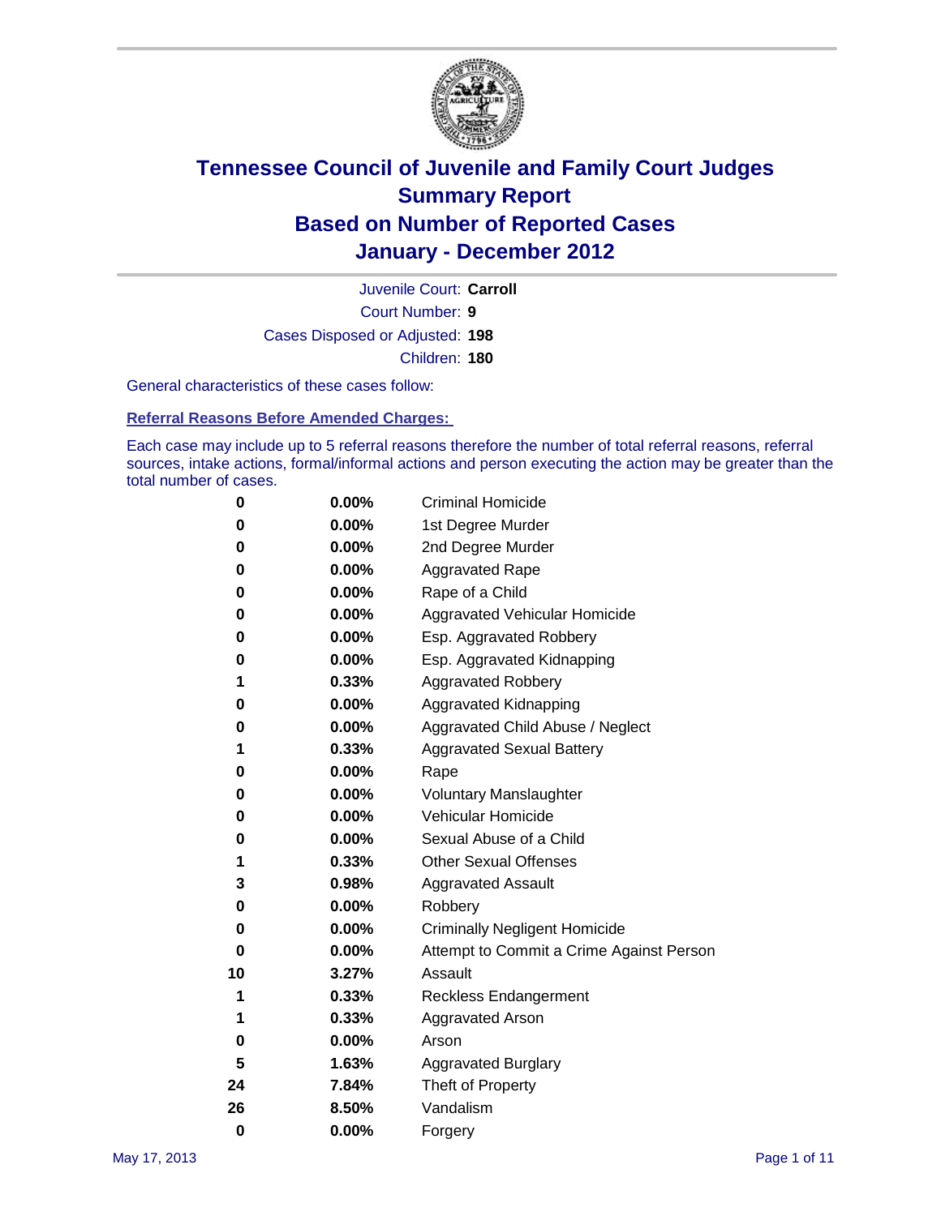# Tennessee Council of Juvenile and Family Court Judges
## Summary Report
## Based on Number of Reported Cases
## January - December 2012

Juvenile Court: **Carroll**

Court Number: **9**

Cases Disposed or Adjusted: **198**

Children: **180**

General characteristics of these cases follow:

### Referral Reasons Before Amended Charges:

Each case may include up to 5 referral reasons therefore the number of total referral reasons, referral sources, intake actions, formal/informal actions and person executing the action may be greater than the total number of cases.

| Count | Percent | Referral Reason |
|---|---|---|
| 0 | 0.00% | Criminal Homicide |
| 0 | 0.00% | 1st Degree Murder |
| 0 | 0.00% | 2nd Degree Murder |
| 0 | 0.00% | Aggravated Rape |
| 0 | 0.00% | Rape of a Child |
| 0 | 0.00% | Aggravated Vehicular Homicide |
| 0 | 0.00% | Esp. Aggravated Robbery |
| 0 | 0.00% | Esp. Aggravated Kidnapping |
| 1 | 0.33% | Aggravated Robbery |
| 0 | 0.00% | Aggravated Kidnapping |
| 0 | 0.00% | Aggravated Child Abuse / Neglect |
| 1 | 0.33% | Aggravated Sexual Battery |
| 0 | 0.00% | Rape |
| 0 | 0.00% | Voluntary Manslaughter |
| 0 | 0.00% | Vehicular Homicide |
| 0 | 0.00% | Sexual Abuse of a Child |
| 1 | 0.33% | Other Sexual Offenses |
| 3 | 0.98% | Aggravated Assault |
| 0 | 0.00% | Robbery |
| 0 | 0.00% | Criminally Negligent Homicide |
| 0 | 0.00% | Attempt to Commit a Crime Against Person |
| 10 | 3.27% | Assault |
| 1 | 0.33% | Reckless Endangerment |
| 1 | 0.33% | Aggravated Arson |
| 0 | 0.00% | Arson |
| 5 | 1.63% | Aggravated Burglary |
| 24 | 7.84% | Theft of Property |
| 26 | 8.50% | Vandalism |
| 0 | 0.00% | Forgery |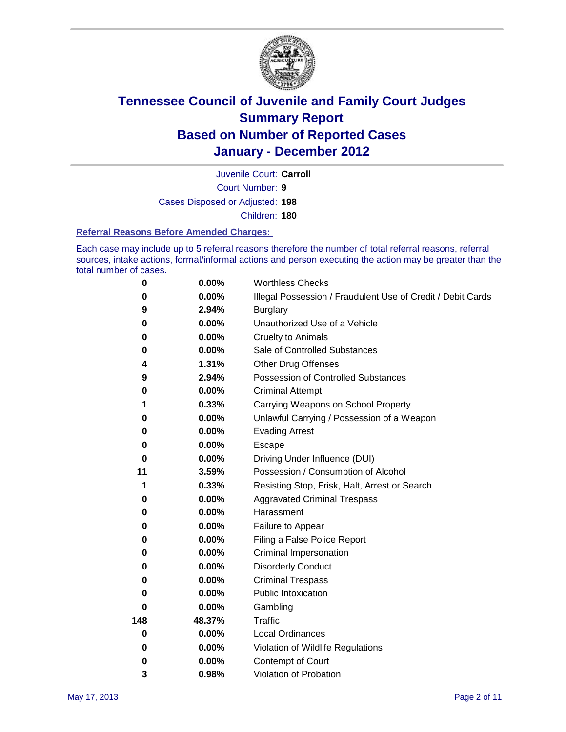# Tennessee Council of Juvenile and Family Court Judges
# Summary Report
# Based on Number of Reported Cases
# January - December 2012

Juvenile Court: **Carroll**

Court Number: **9**

Cases Disposed or Adjusted: **198**

Children: **180**

### Referral Reasons Before Amended Charges:

Each case may include up to 5 referral reasons therefore the number of total referral reasons, referral sources, intake actions, formal/informal actions and person executing the action may be greater than the total number of cases.

| Count | Percent | Referral Reason |
|---|---|---|
| 0 | 0.00% | Worthless Checks |
| 0 | 0.00% | Illegal Possession / Fraudulent Use of Credit / Debit Cards |
| 9 | 2.94% | Burglary |
| 0 | 0.00% | Unauthorized Use of a Vehicle |
| 0 | 0.00% | Cruelty to Animals |
| 0 | 0.00% | Sale of Controlled Substances |
| 4 | 1.31% | Other Drug Offenses |
| 9 | 2.94% | Possession of Controlled Substances |
| 0 | 0.00% | Criminal Attempt |
| 1 | 0.33% | Carrying Weapons on School Property |
| 0 | 0.00% | Unlawful Carrying / Possession of a Weapon |
| 0 | 0.00% | Evading Arrest |
| 0 | 0.00% | Escape |
| 0 | 0.00% | Driving Under Influence (DUI) |
| 11 | 3.59% | Possession / Consumption of Alcohol |
| 1 | 0.33% | Resisting Stop, Frisk, Halt, Arrest or Search |
| 0 | 0.00% | Aggravated Criminal Trespass |
| 0 | 0.00% | Harassment |
| 0 | 0.00% | Failure to Appear |
| 0 | 0.00% | Filing a False Police Report |
| 0 | 0.00% | Criminal Impersonation |
| 0 | 0.00% | Disorderly Conduct |
| 0 | 0.00% | Criminal Trespass |
| 0 | 0.00% | Public Intoxication |
| 0 | 0.00% | Gambling |
| 148 | 48.37% | Traffic |
| 0 | 0.00% | Local Ordinances |
| 0 | 0.00% | Violation of Wildlife Regulations |
| 0 | 0.00% | Contempt of Court |
| 3 | 0.98% | Violation of Probation |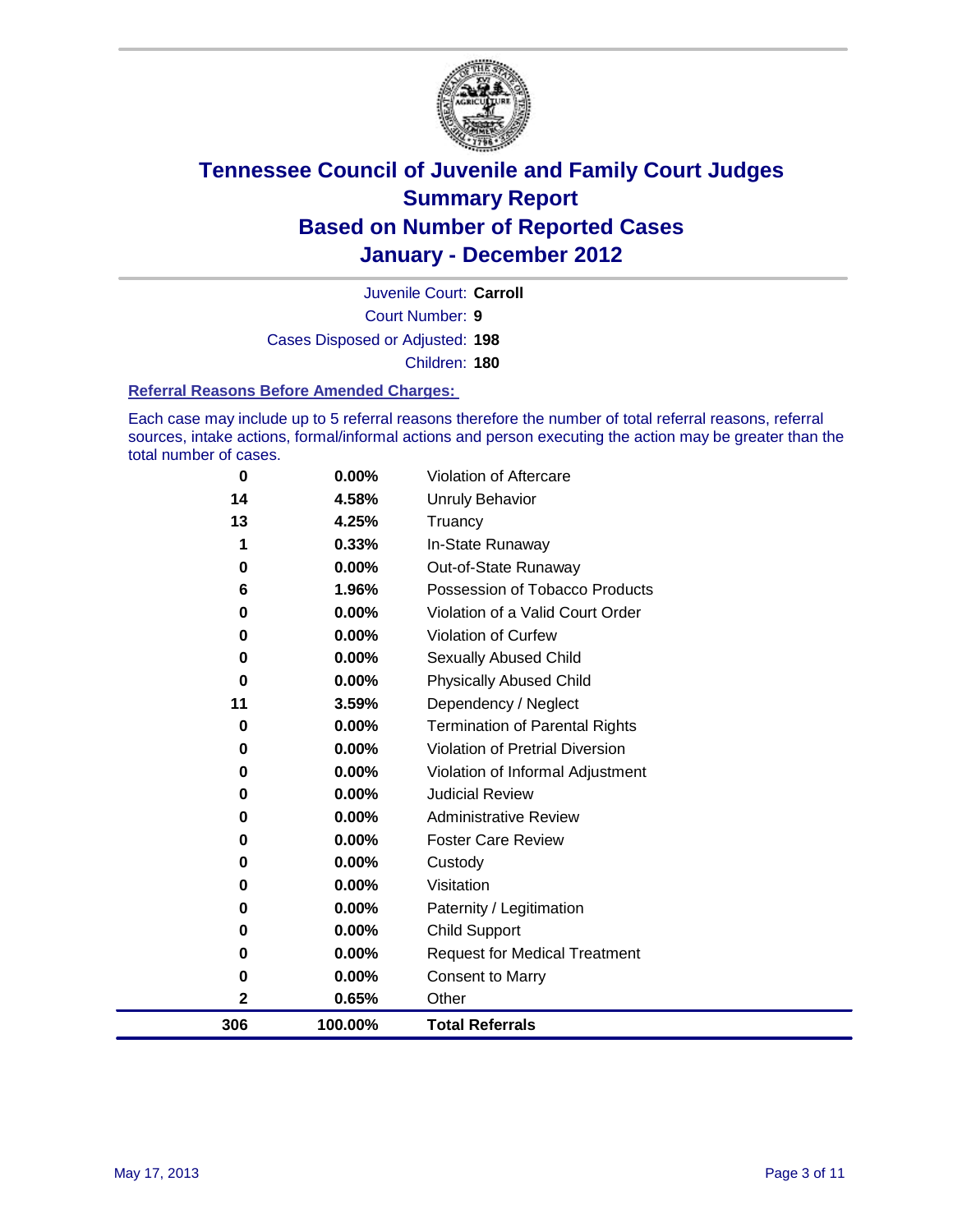# Tennessee Council of Juvenile and Family Court Judges
## Summary Report
## Based on Number of Reported Cases
## January - December 2012

Juvenile Court: **Carroll**

Court Number: **9**

Cases Disposed or Adjusted: **198**

Children: **180**

### Referral Reasons Before Amended Charges:

Each case may include up to 5 referral reasons therefore the number of total referral reasons, referral sources, intake actions, formal/informal actions and person executing the action may be greater than the total number of cases.

| Count | Percent | Referral Reason |
|---|---|---|
| 0 | 0.00% | Violation of Aftercare |
| 14 | 4.58% | Unruly Behavior |
| 13 | 4.25% | Truancy |
| 1 | 0.33% | In-State Runaway |
| 0 | 0.00% | Out-of-State Runaway |
| 6 | 1.96% | Possession of Tobacco Products |
| 0 | 0.00% | Violation of a Valid Court Order |
| 0 | 0.00% | Violation of Curfew |
| 0 | 0.00% | Sexually Abused Child |
| 0 | 0.00% | Physically Abused Child |
| 11 | 3.59% | Dependency / Neglect |
| 0 | 0.00% | Termination of Parental Rights |
| 0 | 0.00% | Violation of Pretrial Diversion |
| 0 | 0.00% | Violation of Informal Adjustment |
| 0 | 0.00% | Judicial Review |
| 0 | 0.00% | Administrative Review |
| 0 | 0.00% | Foster Care Review |
| 0 | 0.00% | Custody |
| 0 | 0.00% | Visitation |
| 0 | 0.00% | Paternity / Legitimation |
| 0 | 0.00% | Child Support |
| 0 | 0.00% | Request for Medical Treatment |
| 0 | 0.00% | Consent to Marry |
| 2 | 0.65% | Other |
| **306** | **100.00%** | **Total Referrals** |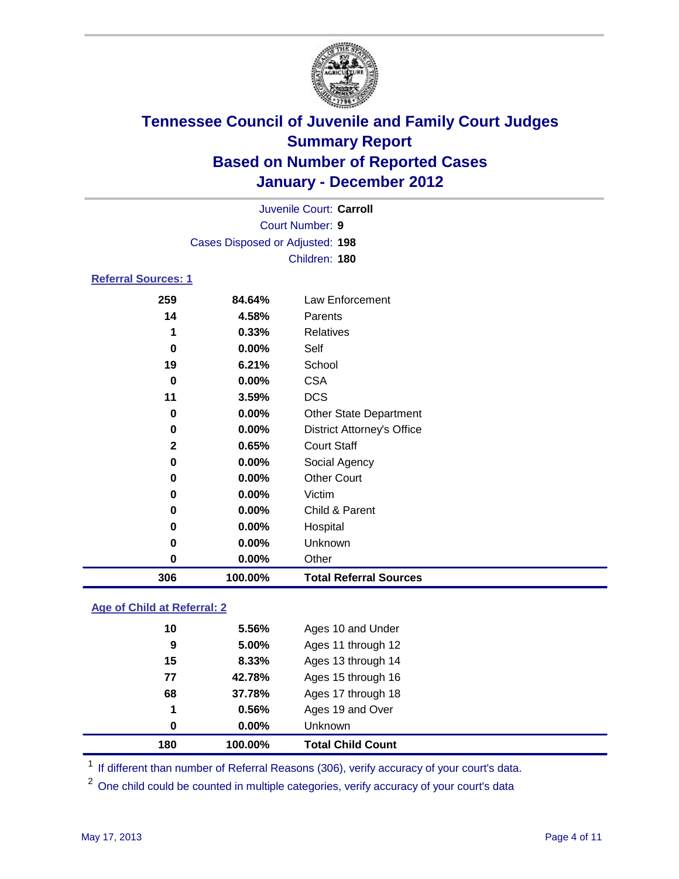# Tennessee Council of Juvenile and Family Court Judges
## Summary Report
## Based on Number of Reported Cases
## January - December 2012

Juvenile Court: **Carroll**
Court Number: **9**
Cases Disposed or Adjusted: **198**
Children: **180**

### Referral Sources: 1

| | | |
|---|---|---|
| 259 | 84.64% | Law Enforcement |
| 14 | 4.58% | Parents |
| 1 | 0.33% | Relatives |
| 0 | 0.00% | Self |
| 19 | 6.21% | School |
| 0 | 0.00% | CSA |
| 11 | 3.59% | DCS |
| 0 | 0.00% | Other State Department |
| 0 | 0.00% | District Attorney's Office |
| 2 | 0.65% | Court Staff |
| 0 | 0.00% | Social Agency |
| 0 | 0.00% | Other Court |
| 0 | 0.00% | Victim |
| 0 | 0.00% | Child & Parent |
| 0 | 0.00% | Hospital |
| 0 | 0.00% | Unknown |
| 0 | 0.00% | Other |
| **306** | **100.00%** | **Total Referral Sources** |

### Age of Child at Referral: 2

| | | |
|---|---|---|
| 10 | 5.56% | Ages 10 and Under |
| 9 | 5.00% | Ages 11 through 12 |
| 15 | 8.33% | Ages 13 through 14 |
| 77 | 42.78% | Ages 15 through 16 |
| 68 | 37.78% | Ages 17 through 18 |
| 1 | 0.56% | Ages 19 and Over |
| 0 | 0.00% | Unknown |
| **180** | **100.00%** | **Total Child Count** |

[1] If different than number of Referral Reasons (306), verify accuracy of your court's data.

[2] One child could be counted in multiple categories, verify accuracy of your court's data

May 17, 2013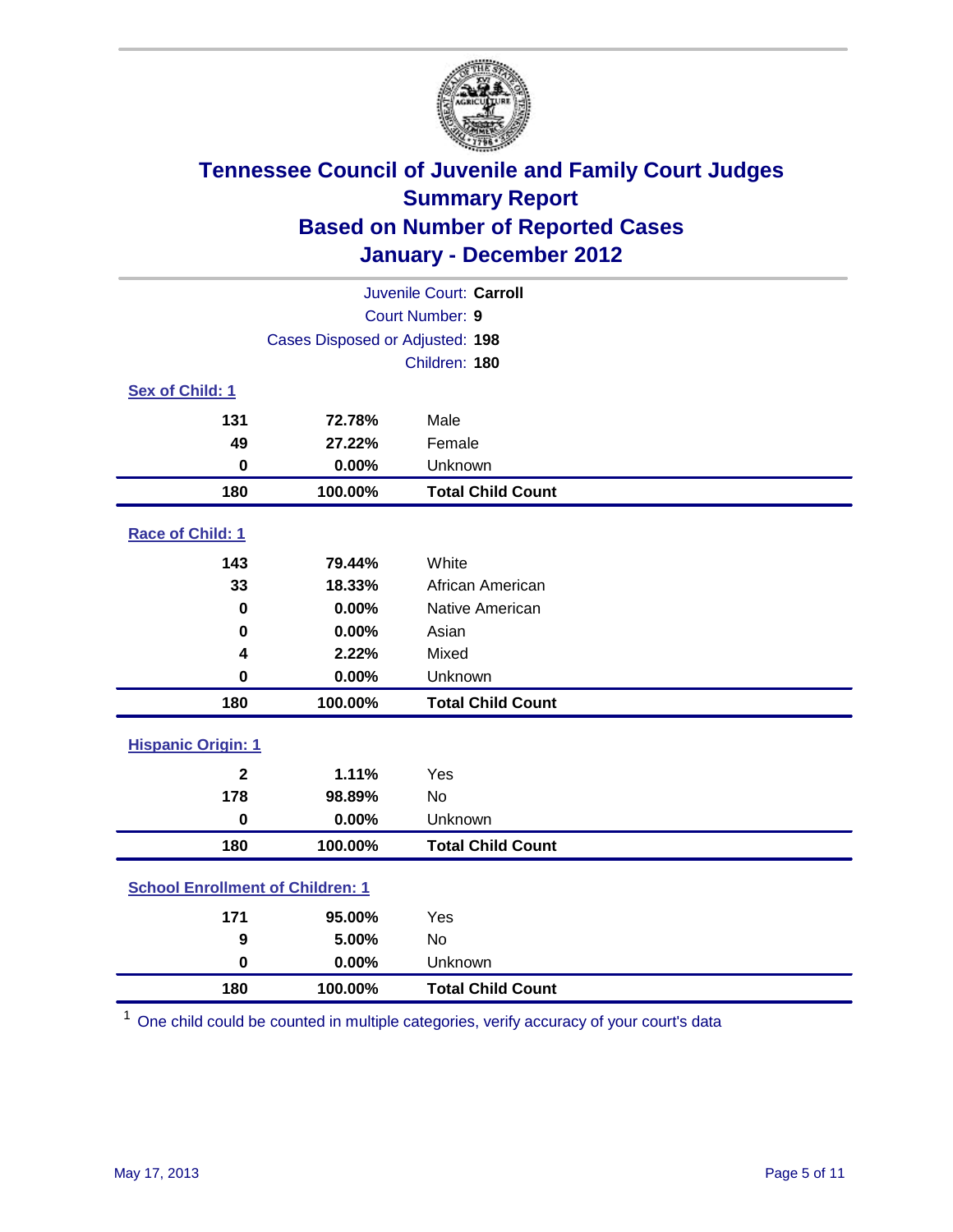# Tennessee Council of Juvenile and Family Court Judges
## Summary Report
## Based on Number of Reported Cases
## January - December 2012

Juvenile Court: **Carroll**
Court Number: **9**
Cases Disposed or Adjusted: **198**
Children: **180**

### Sex of Child: 1

| | | |
|---|---|---|
| **131** | **72.78%** | Male |
| **49** | **27.22%** | Female |
| **0** | **0.00%** | Unknown |
| **180** | **100.00%** | **Total Child Count** |

### Race of Child: 1

| | | |
|---|---|---|
| **143** | **79.44%** | White |
| **33** | **18.33%** | African American |
| **0** | **0.00%** | Native American |
| **0** | **0.00%** | Asian |
| **4** | **2.22%** | Mixed |
| **0** | **0.00%** | Unknown |
| **180** | **100.00%** | **Total Child Count** |

### Hispanic Origin: 1

| | | |
|---|---|---|
| **2** | **1.11%** | Yes |
| **178** | **98.89%** | No |
| **0** | **0.00%** | Unknown |
| **180** | **100.00%** | **Total Child Count** |

### School Enrollment of Children: 1

| | | |
|---|---|---|
| **171** | **95.00%** | Yes |
| **9** | **5.00%** | No |
| **0** | **0.00%** | Unknown |
| **180** | **100.00%** | **Total Child Count** |

[1] One child could be counted in multiple categories, verify accuracy of your court's data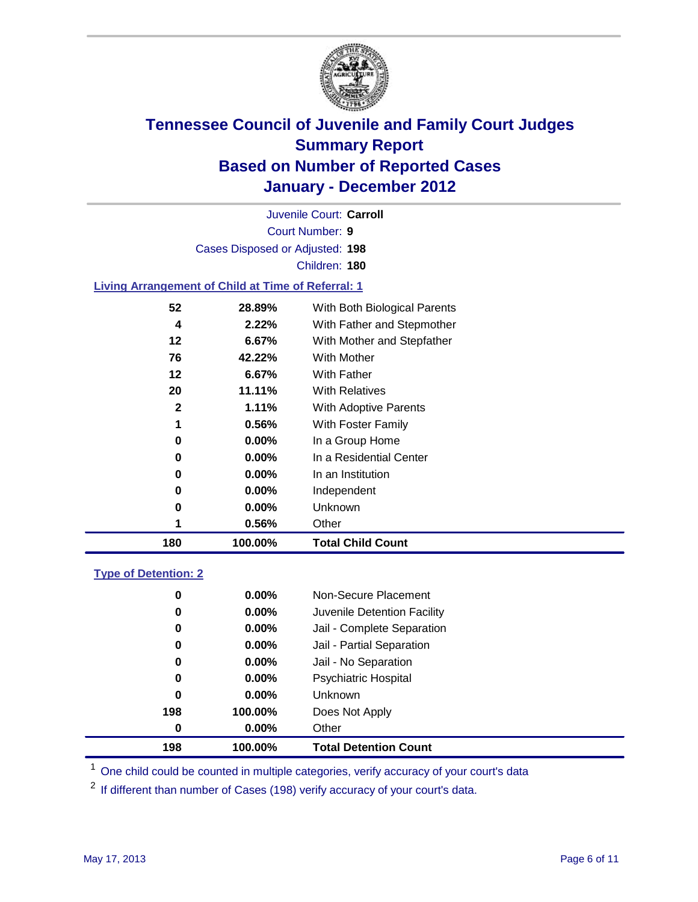# Tennessee Council of Juvenile and Family Court Judges
## Summary Report
## Based on Number of Reported Cases
## January - December 2012

Juvenile Court: **Carroll**

Court Number: **9**

Cases Disposed or Adjusted: **198**

Children: **180**

### Living Arrangement of Child at Time of Referral: 1

| | | |
|---|---|---|
| 52 | 28.89% | With Both Biological Parents |
| 4 | 2.22% | With Father and Stepmother |
| 12 | 6.67% | With Mother and Stepfather |
| 76 | 42.22% | With Mother |
| 12 | 6.67% | With Father |
| 20 | 11.11% | With Relatives |
| 2 | 1.11% | With Adoptive Parents |
| 1 | 0.56% | With Foster Family |
| 0 | 0.00% | In a Group Home |
| 0 | 0.00% | In a Residential Center |
| 0 | 0.00% | In an Institution |
| 0 | 0.00% | Independent |
| 0 | 0.00% | Unknown |
| 1 | 0.56% | Other |
| **180** | **100.00%** | **Total Child Count** |

### Type of Detention: 2

| | | |
|---|---|---|
| 0 | 0.00% | Non-Secure Placement |
| 0 | 0.00% | Juvenile Detention Facility |
| 0 | 0.00% | Jail - Complete Separation |
| 0 | 0.00% | Jail - Partial Separation |
| 0 | 0.00% | Jail - No Separation |
| 0 | 0.00% | Psychiatric Hospital |
| 0 | 0.00% | Unknown |
| 198 | 100.00% | Does Not Apply |
| 0 | 0.00% | Other |
| **198** | **100.00%** | **Total Detention Count** |

[1] One child could be counted in multiple categories, verify accuracy of your court's data

[2] If different than number of Cases (198) verify accuracy of your court's data.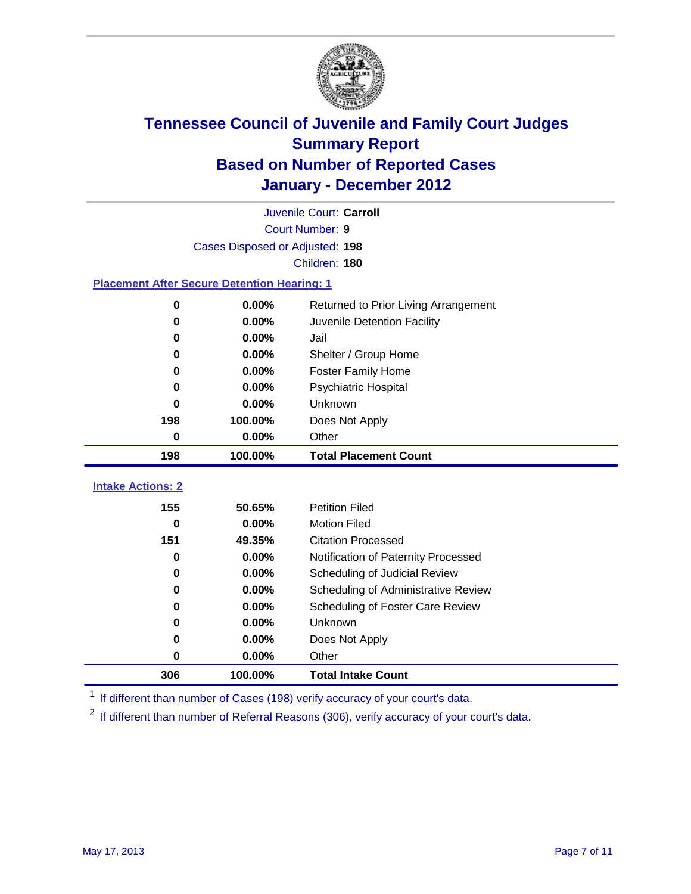# Tennessee Council of Juvenile and Family Court Judges
## Summary Report
## Based on Number of Reported Cases
## January - December 2012

Juvenile Court: **Carroll**

Court Number: **9**

Cases Disposed or Adjusted: **198**

Children: **180**

### Placement After Secure Detention Hearing: 1

| | | |
|---|---|---|
| 0 | 0.00% | Returned to Prior Living Arrangement |
| 0 | 0.00% | Juvenile Detention Facility |
| 0 | 0.00% | Jail |
| 0 | 0.00% | Shelter / Group Home |
| 0 | 0.00% | Foster Family Home |
| 0 | 0.00% | Psychiatric Hospital |
| 0 | 0.00% | Unknown |
| 198 | 100.00% | Does Not Apply |
| 0 | 0.00% | Other |
| **198** | **100.00%** | **Total Placement Count** |

### Intake Actions: 2

| | | |
|---|---|---|
| 155 | 50.65% | Petition Filed |
| 0 | 0.00% | Motion Filed |
| 151 | 49.35% | Citation Processed |
| 0 | 0.00% | Notification of Paternity Processed |
| 0 | 0.00% | Scheduling of Judicial Review |
| 0 | 0.00% | Scheduling of Administrative Review |
| 0 | 0.00% | Scheduling of Foster Care Review |
| 0 | 0.00% | Unknown |
| 0 | 0.00% | Does Not Apply |
| 0 | 0.00% | Other |
| **306** | **100.00%** | **Total Intake Count** |

[1] If different than number of Cases (198) verify accuracy of your court's data.

[2] If different than number of Referral Reasons (306), verify accuracy of your court's data.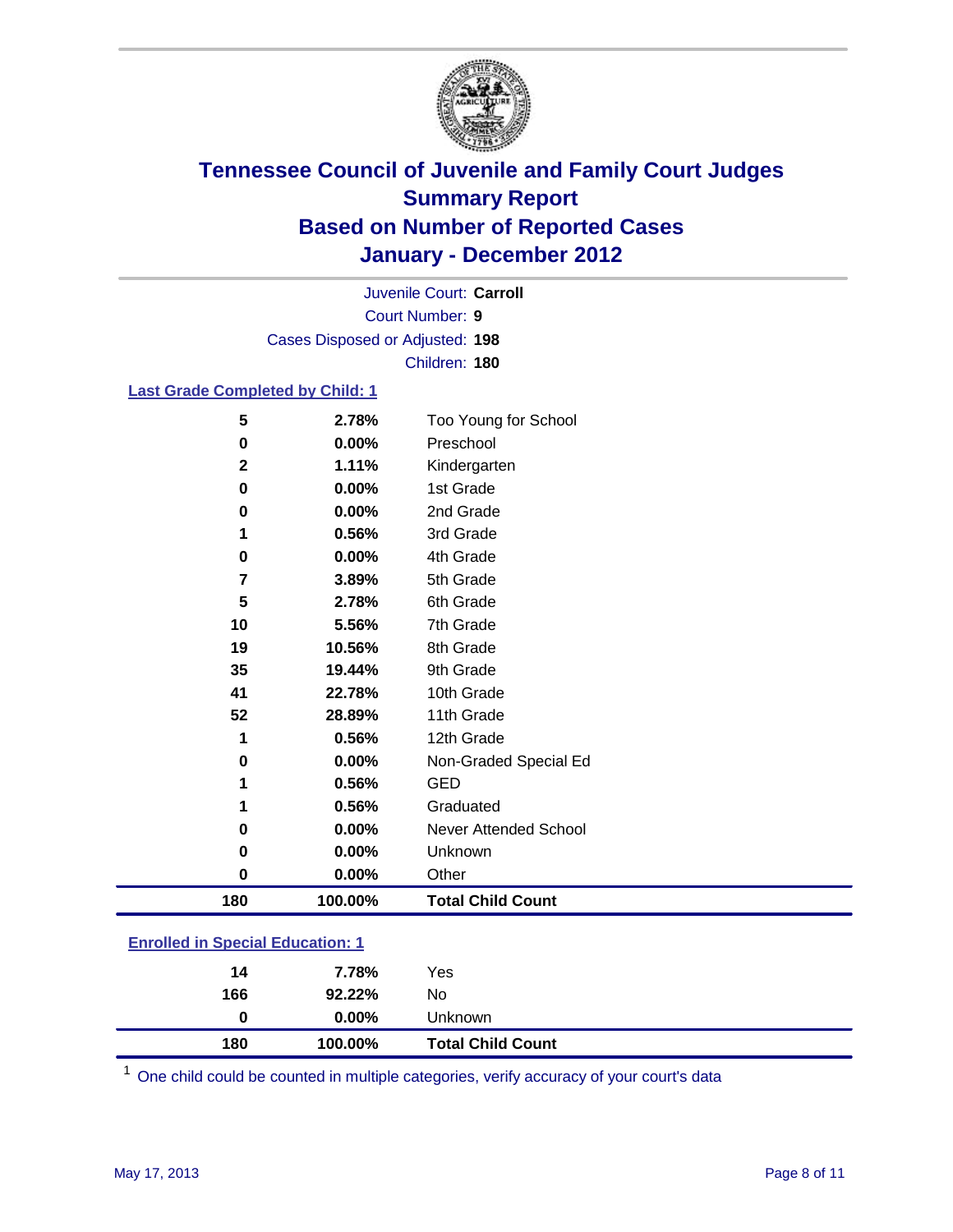# Tennessee Council of Juvenile and Family Court Judges
## Summary Report
## Based on Number of Reported Cases
## January - December 2012

Juvenile Court: **Carroll**
Court Number: **9**
Cases Disposed or Adjusted: **198**
Children: **180**

### Last Grade Completed by Child: 1

| Count | Percent | Category |
|---|---|---|
| 5 | 2.78% | Too Young for School |
| 0 | 0.00% | Preschool |
| 2 | 1.11% | Kindergarten |
| 0 | 0.00% | 1st Grade |
| 0 | 0.00% | 2nd Grade |
| 1 | 0.56% | 3rd Grade |
| 0 | 0.00% | 4th Grade |
| 7 | 3.89% | 5th Grade |
| 5 | 2.78% | 6th Grade |
| 10 | 5.56% | 7th Grade |
| 19 | 10.56% | 8th Grade |
| 35 | 19.44% | 9th Grade |
| 41 | 22.78% | 10th Grade |
| 52 | 28.89% | 11th Grade |
| 1 | 0.56% | 12th Grade |
| 0 | 0.00% | Non-Graded Special Ed |
| 1 | 0.56% | GED |
| 1 | 0.56% | Graduated |
| 0 | 0.00% | Never Attended School |
| 0 | 0.00% | Unknown |
| 0 | 0.00% | Other |
| **180** | **100.00%** | **Total Child Count** |

### Enrolled in Special Education: 1

| Count | Percent | Category |
|---|---|---|
| 14 | 7.78% | Yes |
| 166 | 92.22% | No |
| 0 | 0.00% | Unknown |
| **180** | **100.00%** | **Total Child Count** |

[1] One child could be counted in multiple categories, verify accuracy of your court's data

May 17, 2013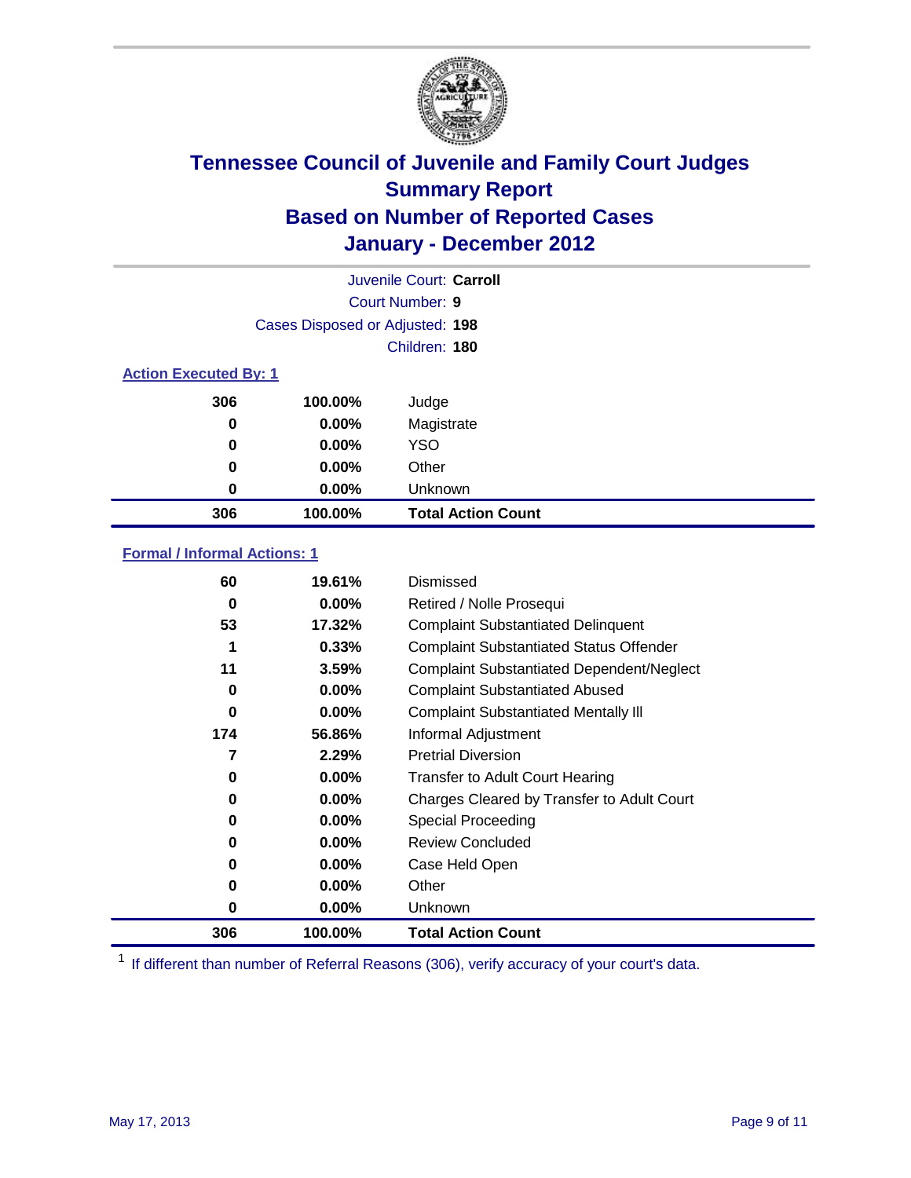# Tennessee Council of Juvenile and Family Court Judges
## Summary Report
## Based on Number of Reported Cases
## January - December 2012

Juvenile Court: **Carroll**

Court Number: **9**

Cases Disposed or Adjusted: **198**

Children: **180**

### Action Executed By: 1

| | | |
|---|---|---|
| 306 | 100.00% | Judge |
| 0 | 0.00% | Magistrate |
| 0 | 0.00% | YSO |
| 0 | 0.00% | Other |
| 0 | 0.00% | Unknown |
| **306** | **100.00%** | **Total Action Count** |

### Formal / Informal Actions: 1

| | | |
|---|---|---|
| 60 | 19.61% | Dismissed |
| 0 | 0.00% | Retired / Nolle Prosequi |
| 53 | 17.32% | Complaint Substantiated Delinquent |
| 1 | 0.33% | Complaint Substantiated Status Offender |
| 11 | 3.59% | Complaint Substantiated Dependent/Neglect |
| 0 | 0.00% | Complaint Substantiated Abused |
| 0 | 0.00% | Complaint Substantiated Mentally Ill |
| 174 | 56.86% | Informal Adjustment |
| 7 | 2.29% | Pretrial Diversion |
| 0 | 0.00% | Transfer to Adult Court Hearing |
| 0 | 0.00% | Charges Cleared by Transfer to Adult Court |
| 0 | 0.00% | Special Proceeding |
| 0 | 0.00% | Review Concluded |
| 0 | 0.00% | Case Held Open |
| 0 | 0.00% | Other |
| 0 | 0.00% | Unknown |
| **306** | **100.00%** | **Total Action Count** |

[1] If different than number of Referral Reasons (306), verify accuracy of your court's data.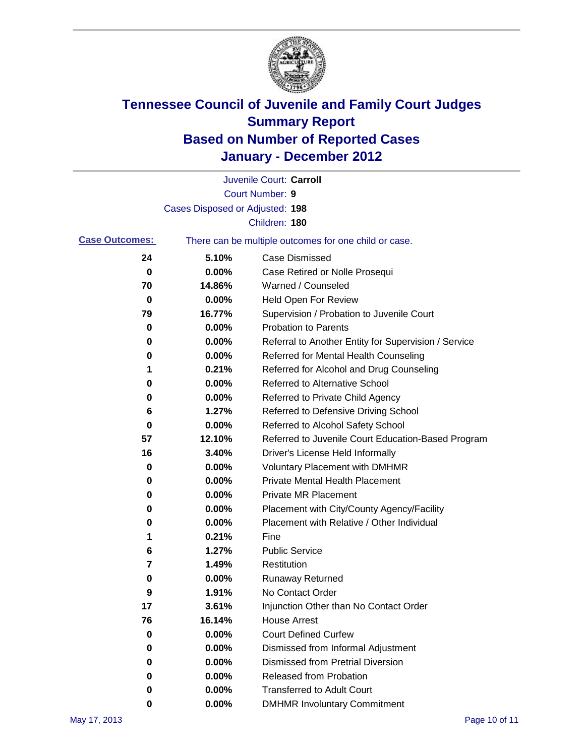# Tennessee Council of Juvenile and Family Court Judges
# Summary Report
# Based on Number of Reported Cases
# January - December 2012

Juvenile Court: **Carroll**

Court Number: **9**

Cases Disposed or Adjusted: **198**

Children: **180**

**Case Outcomes:** There can be multiple outcomes for one child or case.

| Count | Percent | Outcome |
|---|---|---|
| 24 | 5.10% | Case Dismissed |
| 0 | 0.00% | Case Retired or Nolle Prosequi |
| 70 | 14.86% | Warned / Counseled |
| 0 | 0.00% | Held Open For Review |
| 79 | 16.77% | Supervision / Probation to Juvenile Court |
| 0 | 0.00% | Probation to Parents |
| 0 | 0.00% | Referral to Another Entity for Supervision / Service |
| 0 | 0.00% | Referred for Mental Health Counseling |
| 1 | 0.21% | Referred for Alcohol and Drug Counseling |
| 0 | 0.00% | Referred to Alternative School |
| 0 | 0.00% | Referred to Private Child Agency |
| 6 | 1.27% | Referred to Defensive Driving School |
| 0 | 0.00% | Referred to Alcohol Safety School |
| 57 | 12.10% | Referred to Juvenile Court Education-Based Program |
| 16 | 3.40% | Driver's License Held Informally |
| 0 | 0.00% | Voluntary Placement with DMHMR |
| 0 | 0.00% | Private Mental Health Placement |
| 0 | 0.00% | Private MR Placement |
| 0 | 0.00% | Placement with City/County Agency/Facility |
| 0 | 0.00% | Placement with Relative / Other Individual |
| 1 | 0.21% | Fine |
| 6 | 1.27% | Public Service |
| 7 | 1.49% | Restitution |
| 0 | 0.00% | Runaway Returned |
| 9 | 1.91% | No Contact Order |
| 17 | 3.61% | Injunction Other than No Contact Order |
| 76 | 16.14% | House Arrest |
| 0 | 0.00% | Court Defined Curfew |
| 0 | 0.00% | Dismissed from Informal Adjustment |
| 0 | 0.00% | Dismissed from Pretrial Diversion |
| 0 | 0.00% | Released from Probation |
| 0 | 0.00% | Transferred to Adult Court |
| 0 | 0.00% | DMHMR Involuntary Commitment |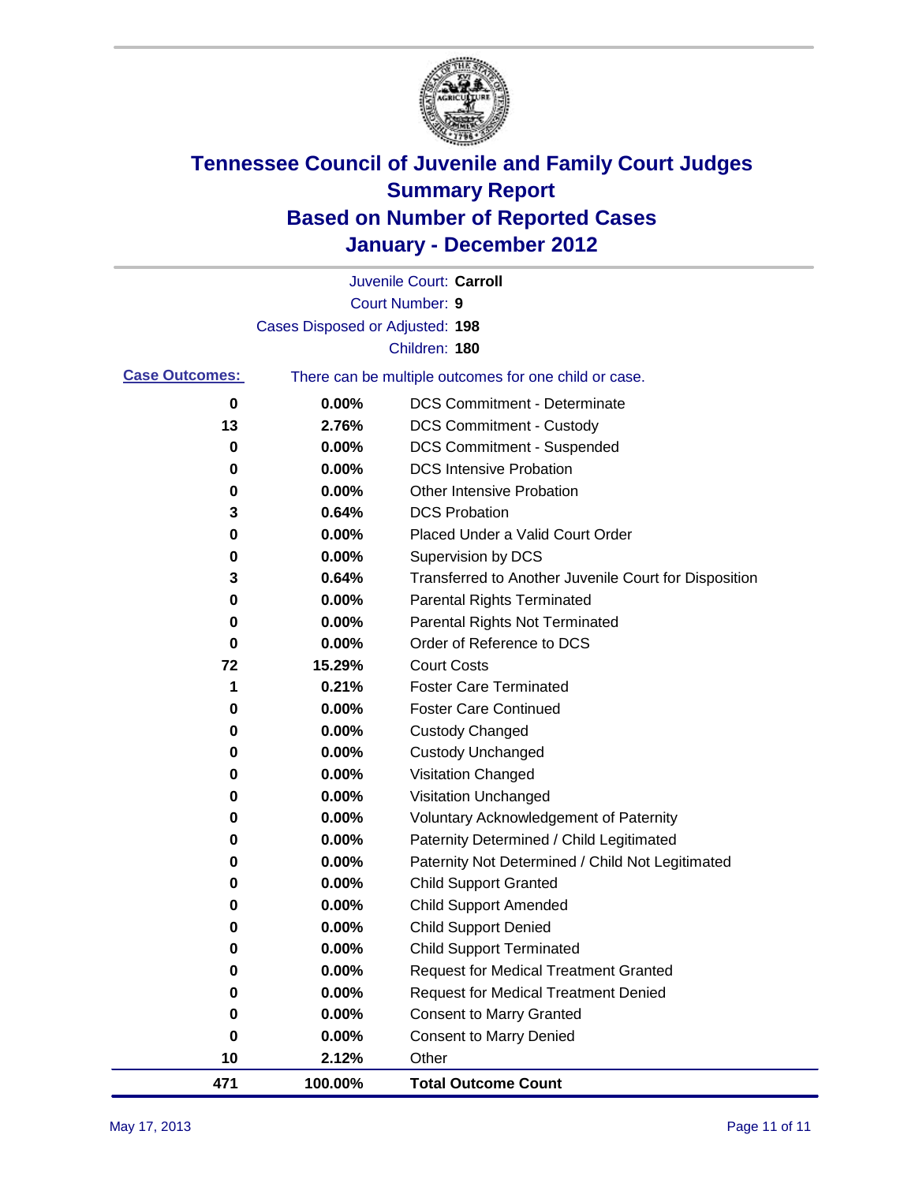# Tennessee Council of Juvenile and Family Court Judges
# Summary Report
# Based on Number of Reported Cases
# January - December 2012

Juvenile Court: **Carroll**

Court Number: **9**

Cases Disposed or Adjusted: **198**

Children: **180**

**Case Outcomes:** There can be multiple outcomes for one child or case.

| | | |
|---|---|---|
| 0 | 0.00% | DCS Commitment - Determinate |
| 13 | 2.76% | DCS Commitment - Custody |
| 0 | 0.00% | DCS Commitment - Suspended |
| 0 | 0.00% | DCS Intensive Probation |
| 0 | 0.00% | Other Intensive Probation |
| 3 | 0.64% | DCS Probation |
| 0 | 0.00% | Placed Under a Valid Court Order |
| 0 | 0.00% | Supervision by DCS |
| 3 | 0.64% | Transferred to Another Juvenile Court for Disposition |
| 0 | 0.00% | Parental Rights Terminated |
| 0 | 0.00% | Parental Rights Not Terminated |
| 0 | 0.00% | Order of Reference to DCS |
| 72 | 15.29% | Court Costs |
| 1 | 0.21% | Foster Care Terminated |
| 0 | 0.00% | Foster Care Continued |
| 0 | 0.00% | Custody Changed |
| 0 | 0.00% | Custody Unchanged |
| 0 | 0.00% | Visitation Changed |
| 0 | 0.00% | Visitation Unchanged |
| 0 | 0.00% | Voluntary Acknowledgement of Paternity |
| 0 | 0.00% | Paternity Determined / Child Legitimated |
| 0 | 0.00% | Paternity Not Determined / Child Not Legitimated |
| 0 | 0.00% | Child Support Granted |
| 0 | 0.00% | Child Support Amended |
| 0 | 0.00% | Child Support Denied |
| 0 | 0.00% | Child Support Terminated |
| 0 | 0.00% | Request for Medical Treatment Granted |
| 0 | 0.00% | Request for Medical Treatment Denied |
| 0 | 0.00% | Consent to Marry Granted |
| 0 | 0.00% | Consent to Marry Denied |
| 10 | 2.12% | Other |
| **471** | **100.00%** | **Total Outcome Count** |

May 17, 2013